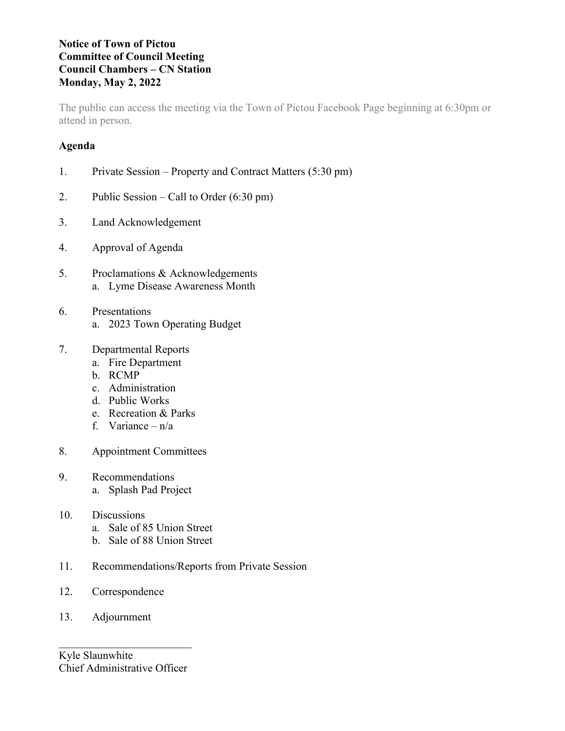**Notice of Town of Pictou**
**Committee of Council Meeting**
**Council Chambers – CN Station**
**Monday, May 2, 2022**

The public can access the meeting via the Town of Pictou Facebook Page beginning at 6:30pm or attend in person.

## Agenda

1. Private Session – Property and Contract Matters (5:30 pm)

2. Public Session – Call to Order (6:30 pm)

3. Land Acknowledgement

4. Approval of Agenda

5. Proclamations & Acknowledgements
   a. Lyme Disease Awareness Month

6. Presentations
   a. 2023 Town Operating Budget

7. Departmental Reports
   a. Fire Department
   b. RCMP
   c. Administration
   d. Public Works
   e. Recreation & Parks
   f. Variance – n/a

8. Appointment Committees

9. Recommendations
   a. Splash Pad Project

10. Discussions
    a. Sale of 85 Union Street
    b. Sale of 88 Union Street

11. Recommendations/Reports from Private Session

12. Correspondence

13. Adjournment

\_\_\_\_\_\_\_\_\_\_\_\_\_\_\_\_\_\_\_\_\_\_\_\_
Kyle Slaunwhite
Chief Administrative Officer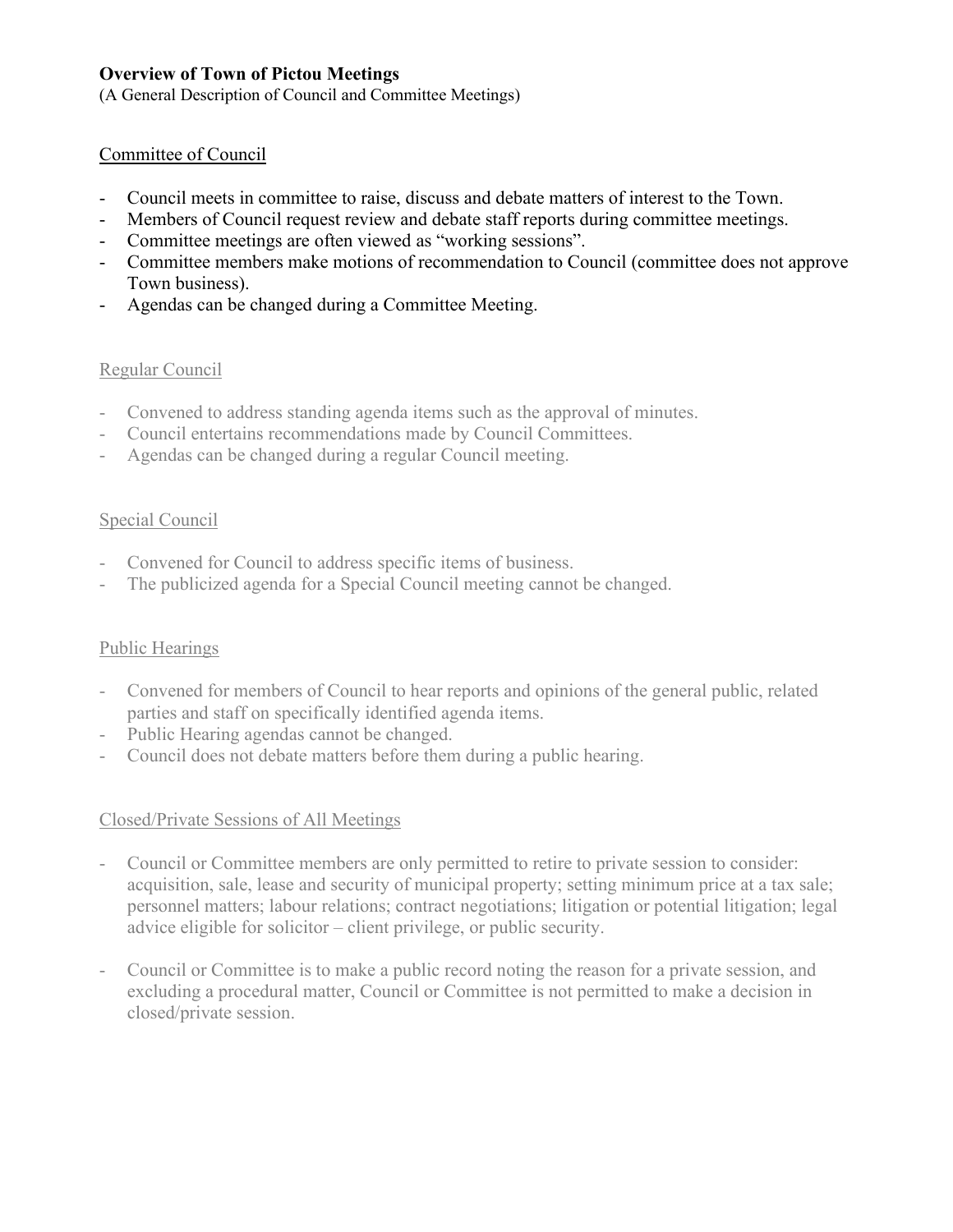**Overview of Town of Pictou Meetings**

(A General Description of Council and Committee Meetings)

## Committee of Council

- Council meets in committee to raise, discuss and debate matters of interest to the Town.
- Members of Council request review and debate staff reports during committee meetings.
- Committee meetings are often viewed as "working sessions".
- Committee members make motions of recommendation to Council (committee does not approve Town business).
- Agendas can be changed during a Committee Meeting.

## Regular Council

- Convened to address standing agenda items such as the approval of minutes.
- Council entertains recommendations made by Council Committees.
- Agendas can be changed during a regular Council meeting.

## Special Council

- Convened for Council to address specific items of business.
- The publicized agenda for a Special Council meeting cannot be changed.

## Public Hearings

- Convened for members of Council to hear reports and opinions of the general public, related parties and staff on specifically identified agenda items.
- Public Hearing agendas cannot be changed.
- Council does not debate matters before them during a public hearing.

## Closed/Private Sessions of All Meetings

- Council or Committee members are only permitted to retire to private session to consider: acquisition, sale, lease and security of municipal property; setting minimum price at a tax sale; personnel matters; labour relations; contract negotiations; litigation or potential litigation; legal advice eligible for solicitor – client privilege, or public security.

- Council or Committee is to make a public record noting the reason for a private session, and excluding a procedural matter, Council or Committee is not permitted to make a decision in closed/private session.